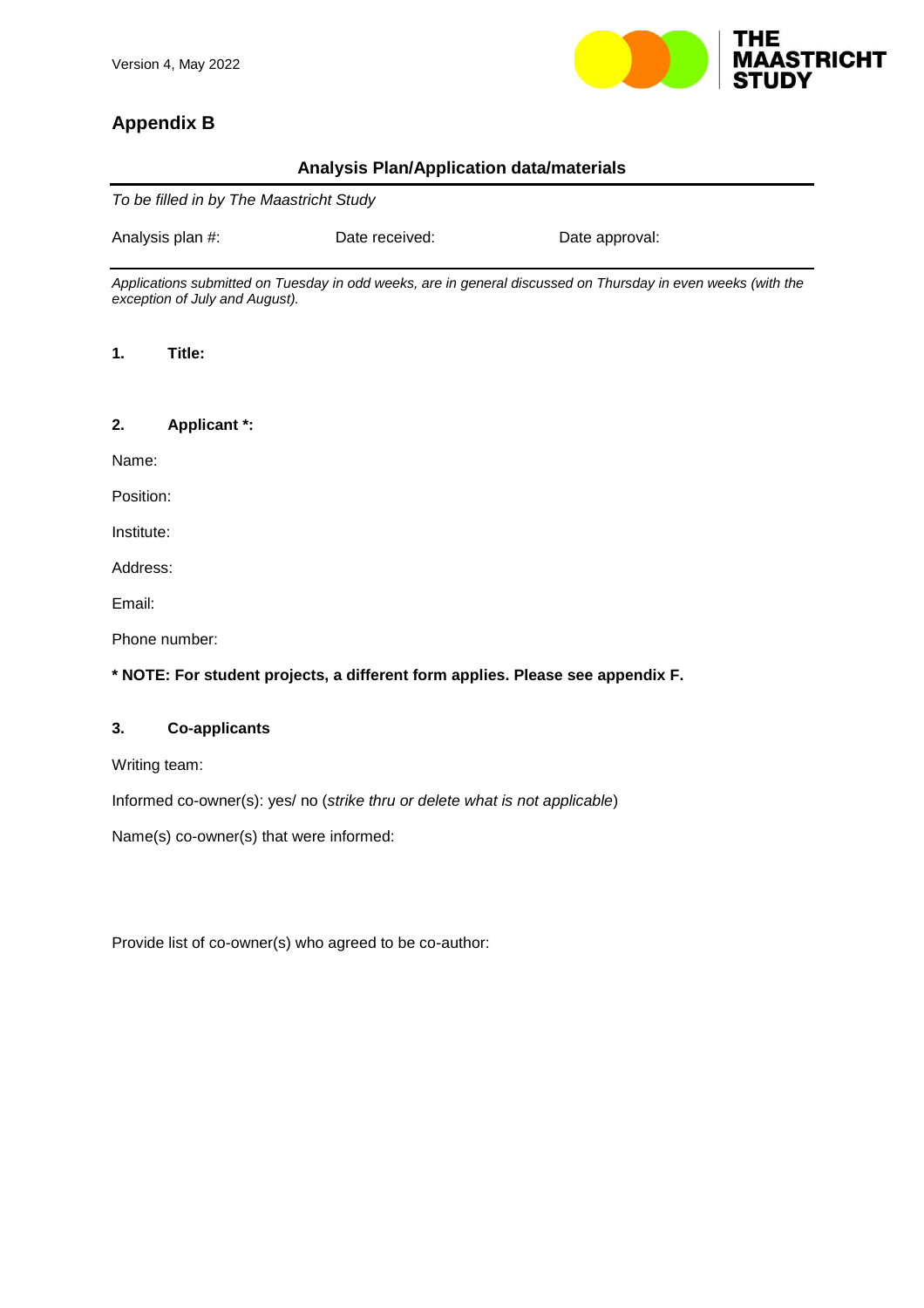Version 4, May 2022

## Appendix B

### Analysis Plan/Application data/materials

*To be filled in by The Maastricht Study*

Analysis plan #: Date received: Date approval:

*Applications submitted on Tuesday in odd weeks, are in general discussed on Thursday in even weeks (with the exception of July and August).*

**1. Title:**

**2. Applicant *:**

Name:

Position:

Institute:

Address:

Email:

Phone number:

*** NOTE: For student projects, a different form applies. Please see appendix F.**

**3. Co-applicants**

Writing team:

Informed co-owner(s): yes/ no (*strike thru or delete what is not applicable*)

Name(s) co-owner(s) that were informed:

Provide list of co-owner(s) who agreed to be co-author: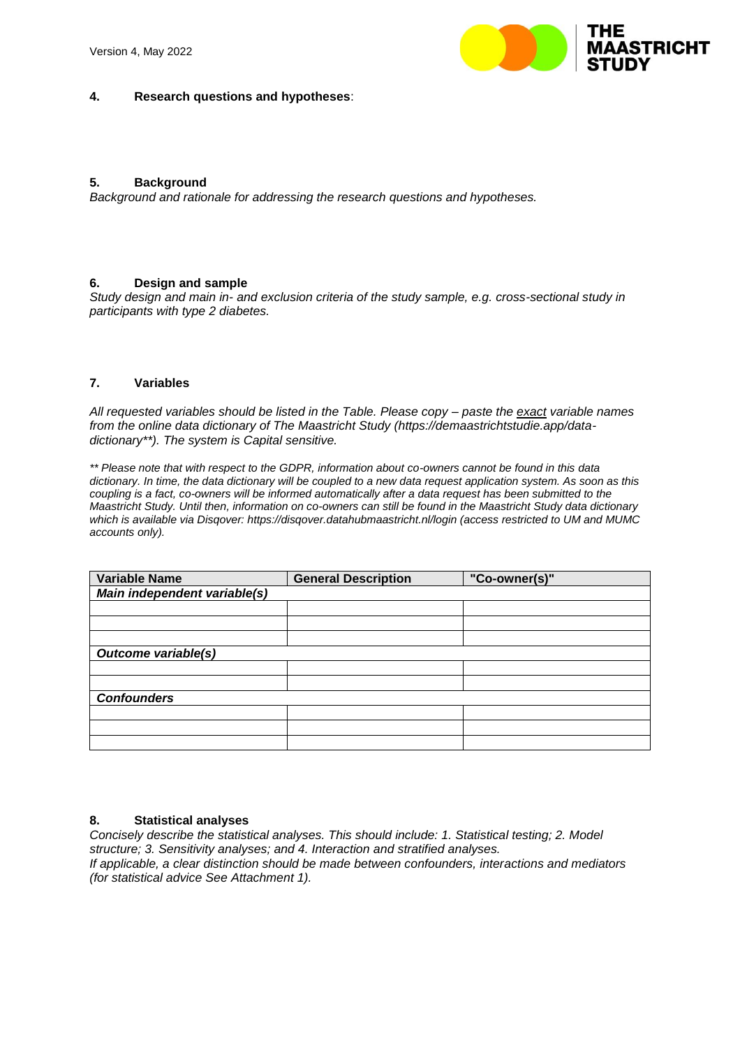## 4. Research questions and hypotheses:

## 5. Background

*Background and rationale for addressing the research questions and hypotheses.*

## 6. Design and sample

*Study design and main in- and exclusion criteria of the study sample, e.g. cross-sectional study in participants with type 2 diabetes.*

## 7. Variables

*All requested variables should be listed in the Table. Please copy – paste the exact variable names from the online data dictionary of The Maastricht Study (https://demaastrichtstudie.app/data-dictionary\*\*). The system is Capital sensitive.*

*\*\* Please note that with respect to the GDPR, information about co-owners cannot be found in this data dictionary. In time, the data dictionary will be coupled to a new data request application system. As soon as this coupling is a fact, co-owners will be informed automatically after a data request has been submitted to the Maastricht Study. Until then, information on co-owners can still be found in the Maastricht Study data dictionary which is available via Disqover: https://disqover.datahubmaastricht.nl/login (access restricted to UM and MUMC accounts only).*

| Variable Name | General Description | "Co-owner(s)" |
|---|---|---|
| ***Main independent variable(s)*** | | |
| | | |
| | | |
| | | |
| ***Outcome variable(s)*** | | |
| | | |
| | | |
| ***Confounders*** | | |
| | | |
| | | |
| | | |

## 8. Statistical analyses

*Concisely describe the statistical analyses. This should include: 1. Statistical testing; 2. Model structure; 3. Sensitivity analyses; and 4. Interaction and stratified analyses.*
*If applicable, a clear distinction should be made between confounders, interactions and mediators (for statistical advice See Attachment 1).*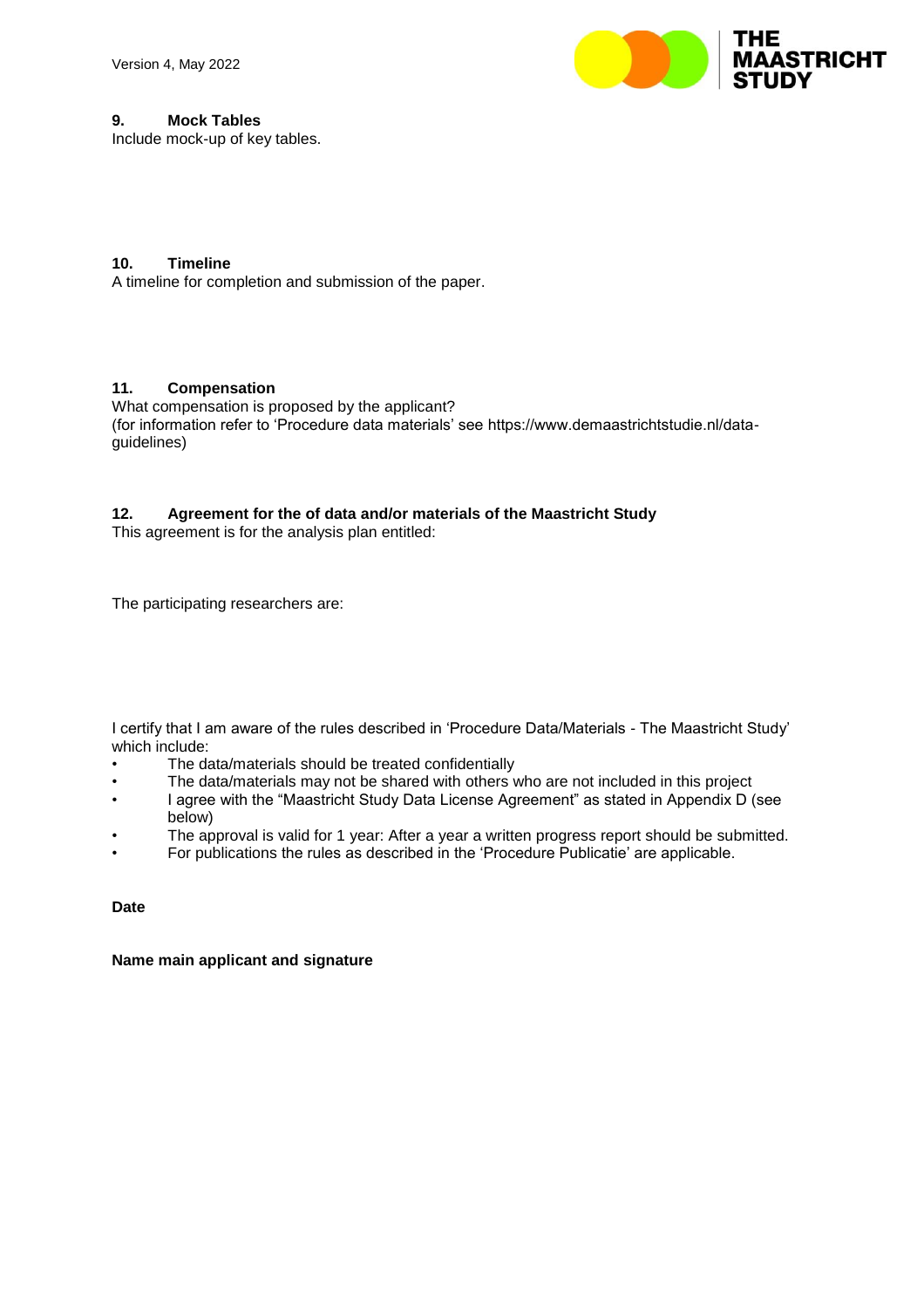## 9. Mock Tables

Include mock-up of key tables.

## 10. Timeline

A timeline for completion and submission of the paper.

## 11. Compensation

What compensation is proposed by the applicant?
(for information refer to 'Procedure data materials' see https://www.demaastrichtstudie.nl/data-guidelines)

## 12. Agreement for the of data and/or materials of the Maastricht Study

This agreement is for the analysis plan entitled:

The participating researchers are:

I certify that I am aware of the rules described in 'Procedure Data/Materials - The Maastricht Study' which include:

- The data/materials should be treated confidentially
- The data/materials may not be shared with others who are not included in this project
- I agree with the "Maastricht Study Data License Agreement" as stated in Appendix D (see below)
- The approval is valid for 1 year: After a year a written progress report should be submitted.
- For publications the rules as described in the 'Procedure Publicatie' are applicable.

**Date**

**Name main applicant and signature**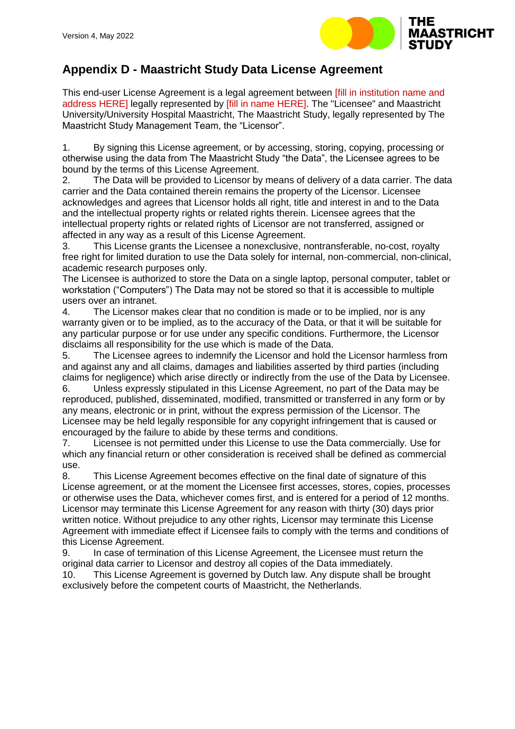## Appendix D - Maastricht Study Data License Agreement

This end-user License Agreement is a legal agreement between [fill in institution name and address HERE] legally represented by [fill in name HERE]. The "Licensee" and Maastricht University/University Hospital Maastricht, The Maastricht Study, legally represented by The Maastricht Study Management Team, the "Licensor".

1. By signing this License agreement, or by accessing, storing, copying, processing or otherwise using the data from The Maastricht Study "the Data", the Licensee agrees to be bound by the terms of this License Agreement.
2. The Data will be provided to Licensor by means of delivery of a data carrier. The data carrier and the Data contained therein remains the property of the Licensor. Licensee acknowledges and agrees that Licensor holds all right, title and interest in and to the Data and the intellectual property rights or related rights therein. Licensee agrees that the intellectual property rights or related rights of Licensor are not transferred, assigned or affected in any way as a result of this License Agreement.
3. This License grants the Licensee a nonexclusive, nontransferable, no-cost, royalty free right for limited duration to use the Data solely for internal, non-commercial, non-clinical, academic research purposes only.
The Licensee is authorized to store the Data on a single laptop, personal computer, tablet or workstation ("Computers") The Data may not be stored so that it is accessible to multiple users over an intranet.
4. The Licensor makes clear that no condition is made or to be implied, nor is any warranty given or to be implied, as to the accuracy of the Data, or that it will be suitable for any particular purpose or for use under any specific conditions. Furthermore, the Licensor disclaims all responsibility for the use which is made of the Data.
5. The Licensee agrees to indemnify the Licensor and hold the Licensor harmless from and against any and all claims, damages and liabilities asserted by third parties (including claims for negligence) which arise directly or indirectly from the use of the Data by Licensee.
6. Unless expressly stipulated in this License Agreement, no part of the Data may be reproduced, published, disseminated, modified, transmitted or transferred in any form or by any means, electronic or in print, without the express permission of the Licensor. The Licensee may be held legally responsible for any copyright infringement that is caused or encouraged by the failure to abide by these terms and conditions.
7. Licensee is not permitted under this License to use the Data commercially. Use for which any financial return or other consideration is received shall be defined as commercial use.
8. This License Agreement becomes effective on the final date of signature of this License agreement, or at the moment the Licensee first accesses, stores, copies, processes or otherwise uses the Data, whichever comes first, and is entered for a period of 12 months. Licensor may terminate this License Agreement for any reason with thirty (30) days prior written notice. Without prejudice to any other rights, Licensor may terminate this License Agreement with immediate effect if Licensee fails to comply with the terms and conditions of this License Agreement.
9. In case of termination of this License Agreement, the Licensee must return the original data carrier to Licensor and destroy all copies of the Data immediately.
10. This License Agreement is governed by Dutch law. Any dispute shall be brought exclusively before the competent courts of Maastricht, the Netherlands.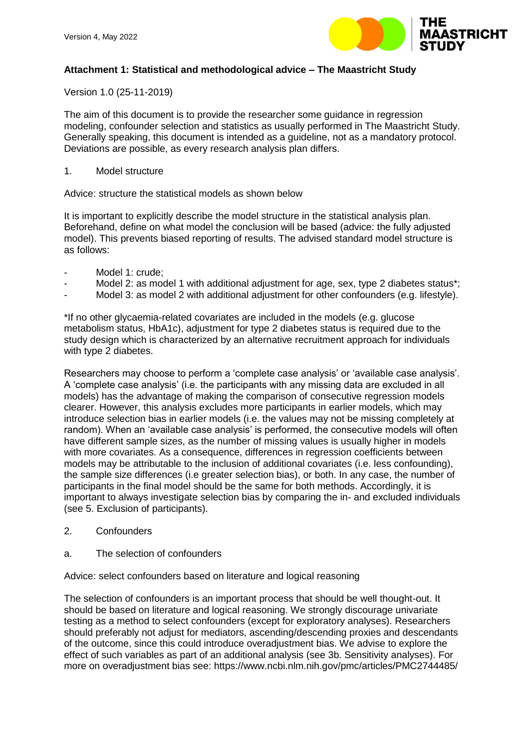Version 4, May 2022

**Attachment 1: Statistical and methodological advice – The Maastricht Study**

Version 1.0 (25-11-2019)

The aim of this document is to provide the researcher some guidance in regression modeling, confounder selection and statistics as usually performed in The Maastricht Study. Generally speaking, this document is intended as a guideline, not as a mandatory protocol. Deviations are possible, as every research analysis plan differs.

1. Model structure

Advice: structure the statistical models as shown below

It is important to explicitly describe the model structure in the statistical analysis plan. Beforehand, define on what model the conclusion will be based (advice: the fully adjusted model). This prevents biased reporting of results. The advised standard model structure is as follows:

- Model 1: crude;
- Model 2: as model 1 with additional adjustment for age, sex, type 2 diabetes status*;
- Model 3: as model 2 with additional adjustment for other confounders (e.g. lifestyle).

*If no other glycaemia-related covariates are included in the models (e.g. glucose metabolism status, HbA1c), adjustment for type 2 diabetes status is required due to the study design which is characterized by an alternative recruitment approach for individuals with type 2 diabetes.

Researchers may choose to perform a 'complete case analysis' or 'available case analysis'. A 'complete case analysis' (i.e. the participants with any missing data are excluded in all models) has the advantage of making the comparison of consecutive regression models clearer. However, this analysis excludes more participants in earlier models, which may introduce selection bias in earlier models (i.e. the values may not be missing completely at random). When an 'available case analysis' is performed, the consecutive models will often have different sample sizes, as the number of missing values is usually higher in models with more covariates. As a consequence, differences in regression coefficients between models may be attributable to the inclusion of additional covariates (i.e. less confounding), the sample size differences (i.e greater selection bias), or both. In any case, the number of participants in the final model should be the same for both methods. Accordingly, it is important to always investigate selection bias by comparing the in- and excluded individuals (see 5. Exclusion of participants).

2. Confounders

a. The selection of confounders

Advice: select confounders based on literature and logical reasoning

The selection of confounders is an important process that should be well thought-out. It should be based on literature and logical reasoning. We strongly discourage univariate testing as a method to select confounders (except for exploratory analyses). Researchers should preferably not adjust for mediators, ascending/descending proxies and descendants of the outcome, since this could introduce overadjustment bias. We advise to explore the effect of such variables as part of an additional analysis (see 3b. Sensitivity analyses). For more on overadjustment bias see: https://www.ncbi.nlm.nih.gov/pmc/articles/PMC2744485/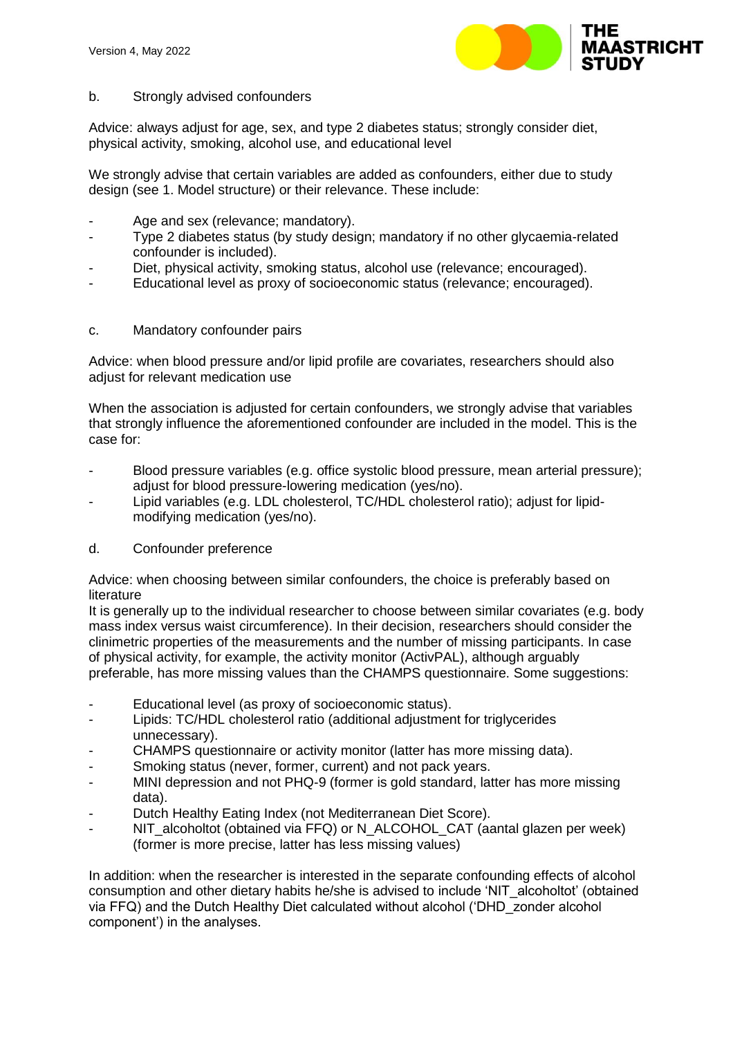### b. Strongly advised confounders

Advice: always adjust for age, sex, and type 2 diabetes status; strongly consider diet, physical activity, smoking, alcohol use, and educational level

We strongly advise that certain variables are added as confounders, either due to study design (see 1. Model structure) or their relevance. These include:

- Age and sex (relevance; mandatory).
- Type 2 diabetes status (by study design; mandatory if no other glycaemia-related confounder is included).
- Diet, physical activity, smoking status, alcohol use (relevance; encouraged).
- Educational level as proxy of socioeconomic status (relevance; encouraged).

### c. Mandatory confounder pairs

Advice: when blood pressure and/or lipid profile are covariates, researchers should also adjust for relevant medication use

When the association is adjusted for certain confounders, we strongly advise that variables that strongly influence the aforementioned confounder are included in the model. This is the case for:

- Blood pressure variables (e.g. office systolic blood pressure, mean arterial pressure); adjust for blood pressure-lowering medication (yes/no).
- Lipid variables (e.g. LDL cholesterol, TC/HDL cholesterol ratio); adjust for lipid-modifying medication (yes/no).

### d. Confounder preference

Advice: when choosing between similar confounders, the choice is preferably based on literature

It is generally up to the individual researcher to choose between similar covariates (e.g. body mass index versus waist circumference). In their decision, researchers should consider the clinimetric properties of the measurements and the number of missing participants. In case of physical activity, for example, the activity monitor (ActivPAL), although arguably preferable, has more missing values than the CHAMPS questionnaire. Some suggestions:

- Educational level (as proxy of socioeconomic status).
- Lipids: TC/HDL cholesterol ratio (additional adjustment for triglycerides unnecessary).
- CHAMPS questionnaire or activity monitor (latter has more missing data).
- Smoking status (never, former, current) and not pack years.
- MINI depression and not PHQ-9 (former is gold standard, latter has more missing data).
- Dutch Healthy Eating Index (not Mediterranean Diet Score).
- NIT_alcoholtot (obtained via FFQ) or N_ALCOHOL_CAT (aantal glazen per week) (former is more precise, latter has less missing values)

In addition: when the researcher is interested in the separate confounding effects of alcohol consumption and other dietary habits he/she is advised to include 'NIT_alcoholtot' (obtained via FFQ) and the Dutch Healthy Diet calculated without alcohol ('DHD_zonder alcohol component') in the analyses.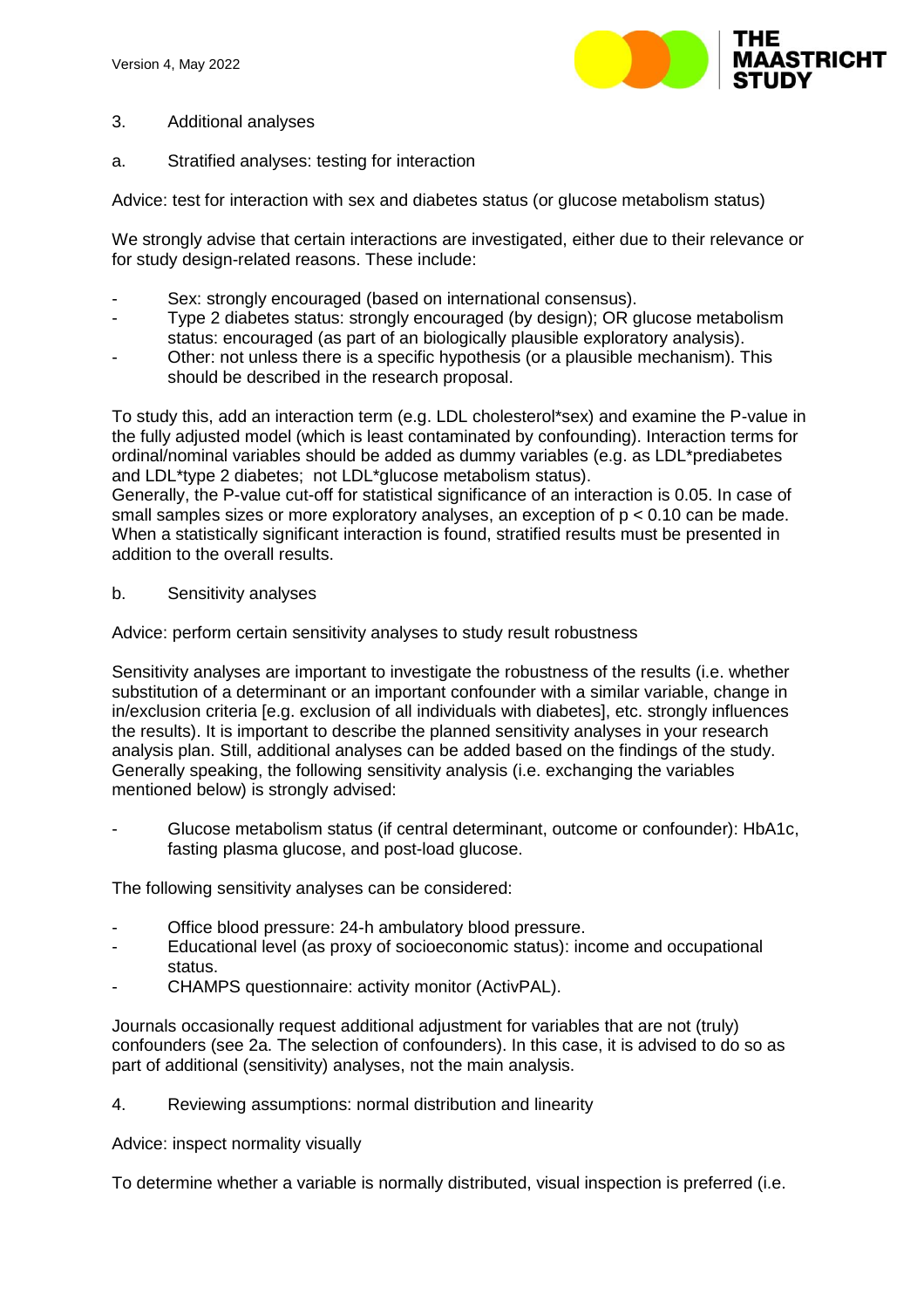## 3. Additional analyses

### a. Stratified analyses: testing for interaction

Advice: test for interaction with sex and diabetes status (or glucose metabolism status)

We strongly advise that certain interactions are investigated, either due to their relevance or for study design-related reasons. These include:

- Sex: strongly encouraged (based on international consensus).
- Type 2 diabetes status: strongly encouraged (by design); OR glucose metabolism status: encouraged (as part of an biologically plausible exploratory analysis).
- Other: not unless there is a specific hypothesis (or a plausible mechanism). This should be described in the research proposal.

To study this, add an interaction term (e.g. LDL cholesterol*sex) and examine the P-value in the fully adjusted model (which is least contaminated by confounding). Interaction terms for ordinal/nominal variables should be added as dummy variables (e.g. as LDL*prediabetes and LDL*type 2 diabetes; not LDL*glucose metabolism status).
Generally, the P-value cut-off for statistical significance of an interaction is 0.05. In case of small samples sizes or more exploratory analyses, an exception of $p < 0.10$ can be made. When a statistically significant interaction is found, stratified results must be presented in addition to the overall results.

### b. Sensitivity analyses

Advice: perform certain sensitivity analyses to study result robustness

Sensitivity analyses are important to investigate the robustness of the results (i.e. whether substitution of a determinant or an important confounder with a similar variable, change in in/exclusion criteria [e.g. exclusion of all individuals with diabetes], etc. strongly influences the results). It is important to describe the planned sensitivity analyses in your research analysis plan. Still, additional analyses can be added based on the findings of the study. Generally speaking, the following sensitivity analysis (i.e. exchanging the variables mentioned below) is strongly advised:

- Glucose metabolism status (if central determinant, outcome or confounder): HbA1c, fasting plasma glucose, and post-load glucose.

The following sensitivity analyses can be considered:

- Office blood pressure: 24-h ambulatory blood pressure.
- Educational level (as proxy of socioeconomic status): income and occupational status.
- CHAMPS questionnaire: activity monitor (ActivPAL).

Journals occasionally request additional adjustment for variables that are not (truly) confounders (see 2a. The selection of confounders). In this case, it is advised to do so as part of additional (sensitivity) analyses, not the main analysis.

## 4. Reviewing assumptions: normal distribution and linearity

Advice: inspect normality visually

To determine whether a variable is normally distributed, visual inspection is preferred (i.e.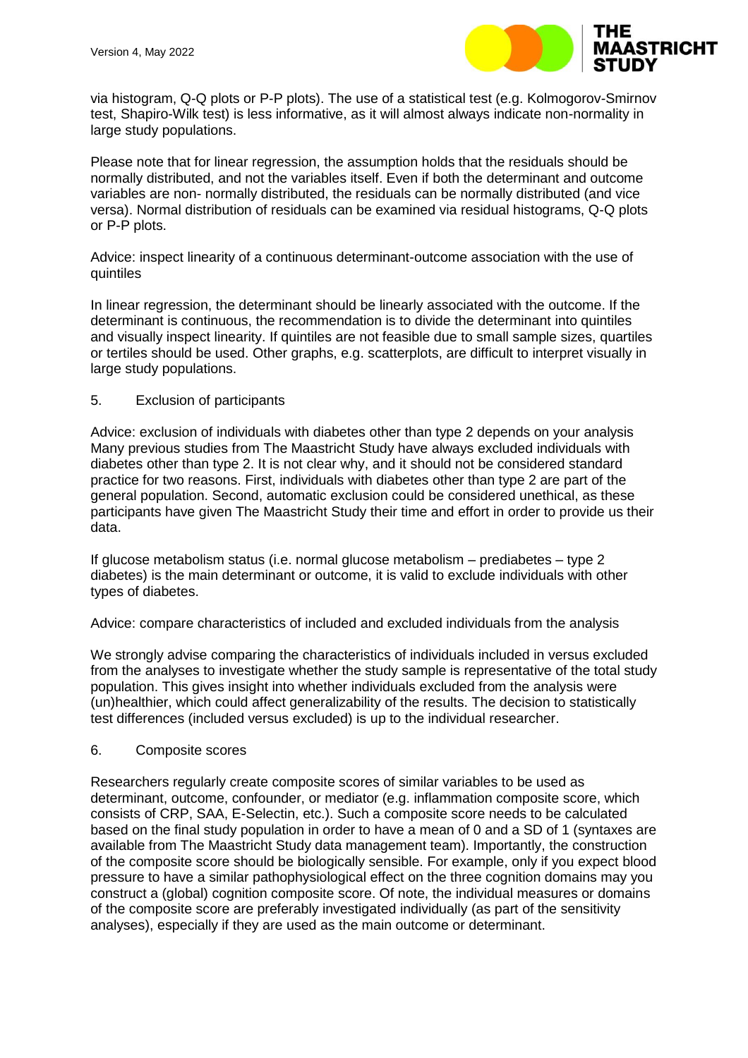via histogram, Q-Q plots or P-P plots). The use of a statistical test (e.g. Kolmogorov-Smirnov test, Shapiro-Wilk test) is less informative, as it will almost always indicate non-normality in large study populations.

Please note that for linear regression, the assumption holds that the residuals should be normally distributed, and not the variables itself. Even if both the determinant and outcome variables are non- normally distributed, the residuals can be normally distributed (and vice versa). Normal distribution of residuals can be examined via residual histograms, Q-Q plots or P-P plots.

Advice: inspect linearity of a continuous determinant-outcome association with the use of quintiles

In linear regression, the determinant should be linearly associated with the outcome. If the determinant is continuous, the recommendation is to divide the determinant into quintiles and visually inspect linearity. If quintiles are not feasible due to small sample sizes, quartiles or tertiles should be used. Other graphs, e.g. scatterplots, are difficult to interpret visually in large study populations.

## 5. Exclusion of participants

Advice: exclusion of individuals with diabetes other than type 2 depends on your analysis Many previous studies from The Maastricht Study have always excluded individuals with diabetes other than type 2. It is not clear why, and it should not be considered standard practice for two reasons. First, individuals with diabetes other than type 2 are part of the general population. Second, automatic exclusion could be considered unethical, as these participants have given The Maastricht Study their time and effort in order to provide us their data.

If glucose metabolism status (i.e. normal glucose metabolism – prediabetes – type 2 diabetes) is the main determinant or outcome, it is valid to exclude individuals with other types of diabetes.

Advice: compare characteristics of included and excluded individuals from the analysis

We strongly advise comparing the characteristics of individuals included in versus excluded from the analyses to investigate whether the study sample is representative of the total study population. This gives insight into whether individuals excluded from the analysis were (un)healthier, which could affect generalizability of the results. The decision to statistically test differences (included versus excluded) is up to the individual researcher.

## 6. Composite scores

Researchers regularly create composite scores of similar variables to be used as determinant, outcome, confounder, or mediator (e.g. inflammation composite score, which consists of CRP, SAA, E-Selectin, etc.). Such a composite score needs to be calculated based on the final study population in order to have a mean of 0 and a SD of 1 (syntaxes are available from The Maastricht Study data management team). Importantly, the construction of the composite score should be biologically sensible. For example, only if you expect blood pressure to have a similar pathophysiological effect on the three cognition domains may you construct a (global) cognition composite score. Of note, the individual measures or domains of the composite score are preferably investigated individually (as part of the sensitivity analyses), especially if they are used as the main outcome or determinant.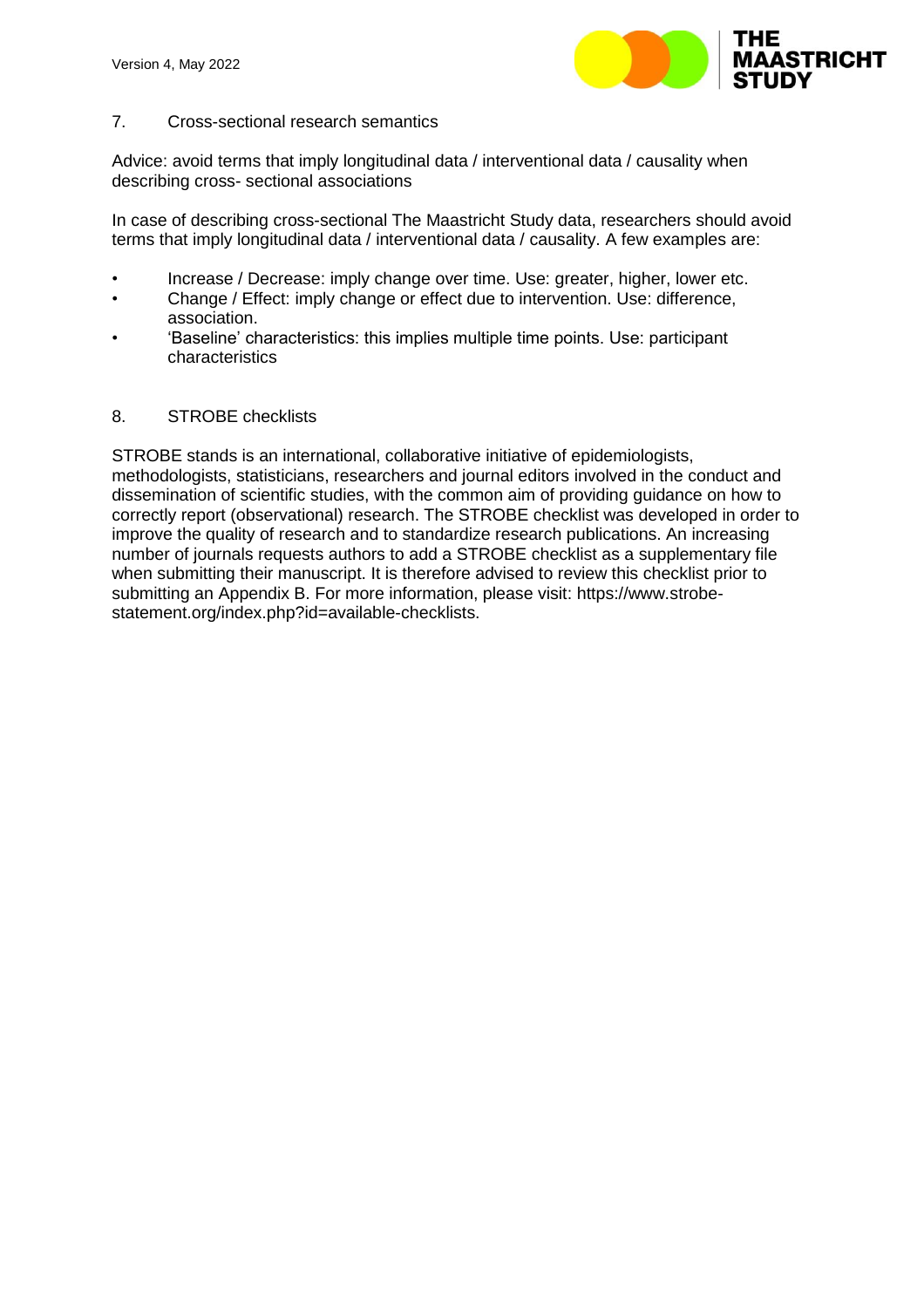## 7. Cross-sectional research semantics

Advice: avoid terms that imply longitudinal data / interventional data / causality when describing cross- sectional associations

In case of describing cross-sectional The Maastricht Study data, researchers should avoid terms that imply longitudinal data / interventional data / causality. A few examples are:

- Increase / Decrease: imply change over time. Use: greater, higher, lower etc.
- Change / Effect: imply change or effect due to intervention. Use: difference, association.
- 'Baseline' characteristics: this implies multiple time points. Use: participant characteristics

## 8. STROBE checklists

STROBE stands is an international, collaborative initiative of epidemiologists, methodologists, statisticians, researchers and journal editors involved in the conduct and dissemination of scientific studies, with the common aim of providing guidance on how to correctly report (observational) research. The STROBE checklist was developed in order to improve the quality of research and to standardize research publications. An increasing number of journals requests authors to add a STROBE checklist as a supplementary file when submitting their manuscript. It is therefore advised to review this checklist prior to submitting an Appendix B. For more information, please visit: https://www.strobe-statement.org/index.php?id=available-checklists.